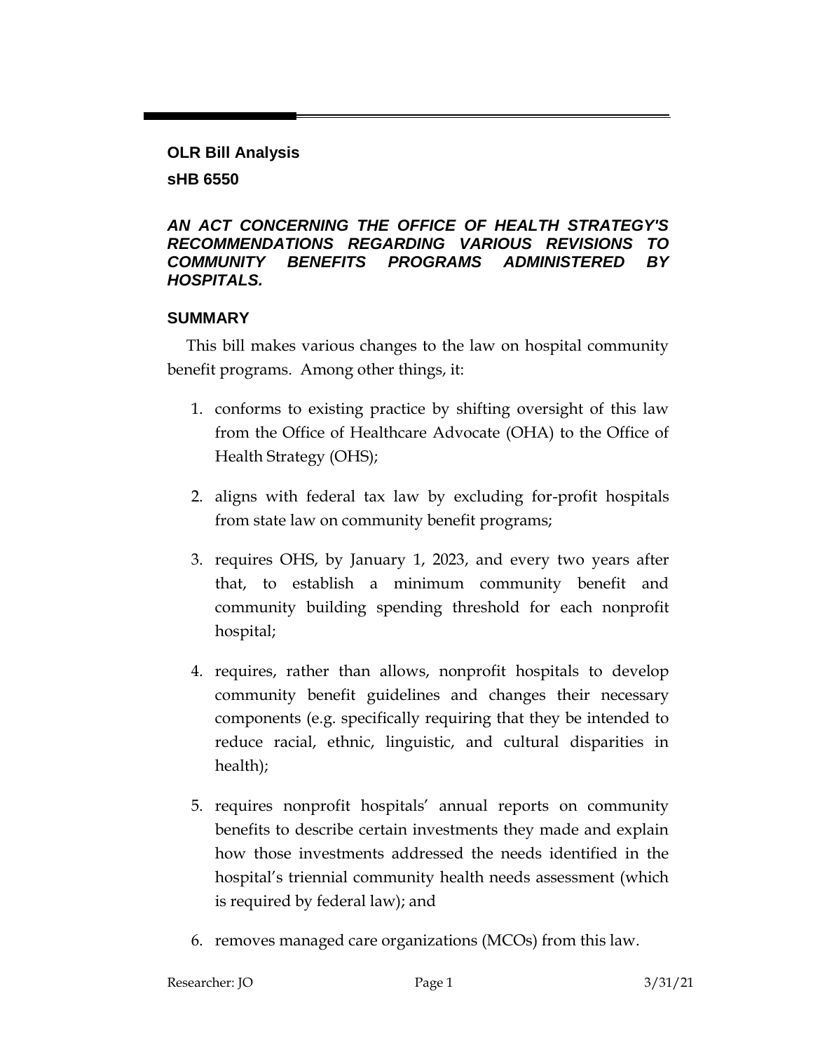**OLR Bill Analysis**

**sHB 6550**

***AN ACT CONCERNING THE OFFICE OF HEALTH STRATEGY'S RECOMMENDATIONS REGARDING VARIOUS REVISIONS TO COMMUNITY BENEFITS PROGRAMS ADMINISTERED BY HOSPITALS.***

## SUMMARY

This bill makes various changes to the law on hospital community benefit programs. Among other things, it:

1. conforms to existing practice by shifting oversight of this law from the Office of Healthcare Advocate (OHA) to the Office of Health Strategy (OHS);

2. aligns with federal tax law by excluding for-profit hospitals from state law on community benefit programs;

3. requires OHS, by January 1, 2023, and every two years after that, to establish a minimum community benefit and community building spending threshold for each nonprofit hospital;

4. requires, rather than allows, nonprofit hospitals to develop community benefit guidelines and changes their necessary components (e.g. specifically requiring that they be intended to reduce racial, ethnic, linguistic, and cultural disparities in health);

5. requires nonprofit hospitals' annual reports on community benefits to describe certain investments they made and explain how those investments addressed the needs identified in the hospital's triennial community health needs assessment (which is required by federal law); and

6. removes managed care organizations (MCOs) from this law.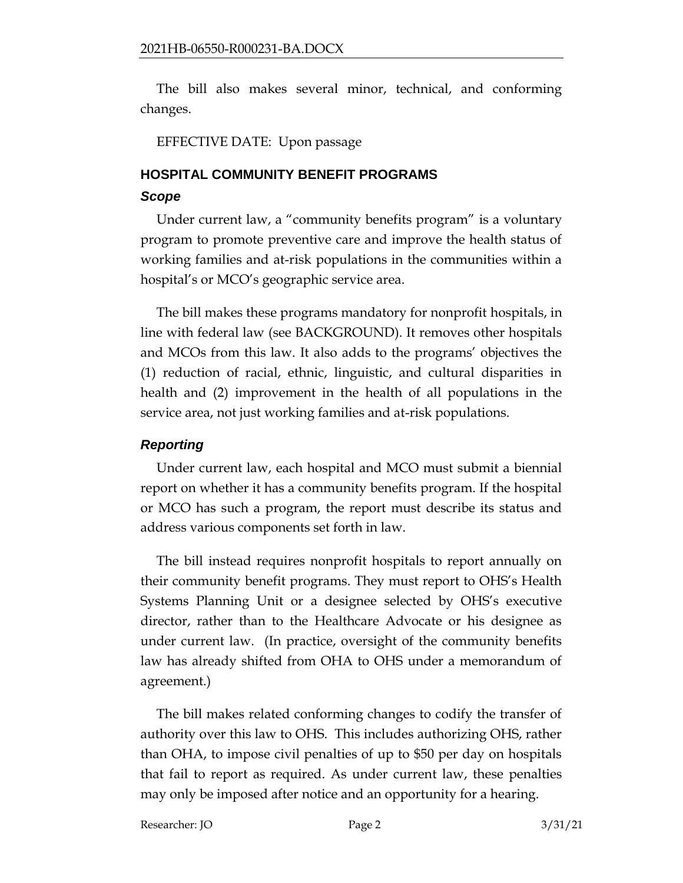The bill also makes several minor, technical, and conforming changes.

EFFECTIVE DATE: Upon passage

## HOSPITAL COMMUNITY BENEFIT PROGRAMS

### *Scope*

Under current law, a "community benefits program" is a voluntary program to promote preventive care and improve the health status of working families and at-risk populations in the communities within a hospital's or MCO's geographic service area.

The bill makes these programs mandatory for nonprofit hospitals, in line with federal law (see BACKGROUND). It removes other hospitals and MCOs from this law. It also adds to the programs' objectives the (1) reduction of racial, ethnic, linguistic, and cultural disparities in health and (2) improvement in the health of all populations in the service area, not just working families and at-risk populations.

### *Reporting*

Under current law, each hospital and MCO must submit a biennial report on whether it has a community benefits program. If the hospital or MCO has such a program, the report must describe its status and address various components set forth in law.

The bill instead requires nonprofit hospitals to report annually on their community benefit programs. They must report to OHS's Health Systems Planning Unit or a designee selected by OHS's executive director, rather than to the Healthcare Advocate or his designee as under current law. (In practice, oversight of the community benefits law has already shifted from OHA to OHS under a memorandum of agreement.)

The bill makes related conforming changes to codify the transfer of authority over this law to OHS. This includes authorizing OHS, rather than OHA, to impose civil penalties of up to $50 per day on hospitals that fail to report as required. As under current law, these penalties may only be imposed after notice and an opportunity for a hearing.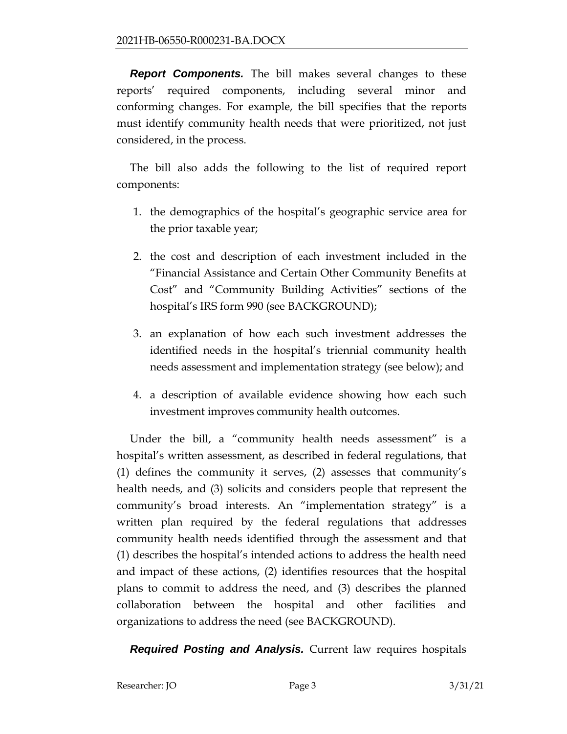***Report Components.*** The bill makes several changes to these reports' required components, including several minor and conforming changes. For example, the bill specifies that the reports must identify community health needs that were prioritized, not just considered, in the process.

The bill also adds the following to the list of required report components:

1. the demographics of the hospital's geographic service area for the prior taxable year;
2. the cost and description of each investment included in the "Financial Assistance and Certain Other Community Benefits at Cost" and "Community Building Activities" sections of the hospital's IRS form 990 (see BACKGROUND);
3. an explanation of how each such investment addresses the identified needs in the hospital's triennial community health needs assessment and implementation strategy (see below); and
4. a description of available evidence showing how each such investment improves community health outcomes.

Under the bill, a "community health needs assessment" is a hospital's written assessment, as described in federal regulations, that (1) defines the community it serves, (2) assesses that community's health needs, and (3) solicits and considers people that represent the community's broad interests. An "implementation strategy" is a written plan required by the federal regulations that addresses community health needs identified through the assessment and that (1) describes the hospital's intended actions to address the health need and impact of these actions, (2) identifies resources that the hospital plans to commit to address the need, and (3) describes the planned collaboration between the hospital and other facilities and organizations to address the need (see BACKGROUND).

***Required Posting and Analysis.*** Current law requires hospitals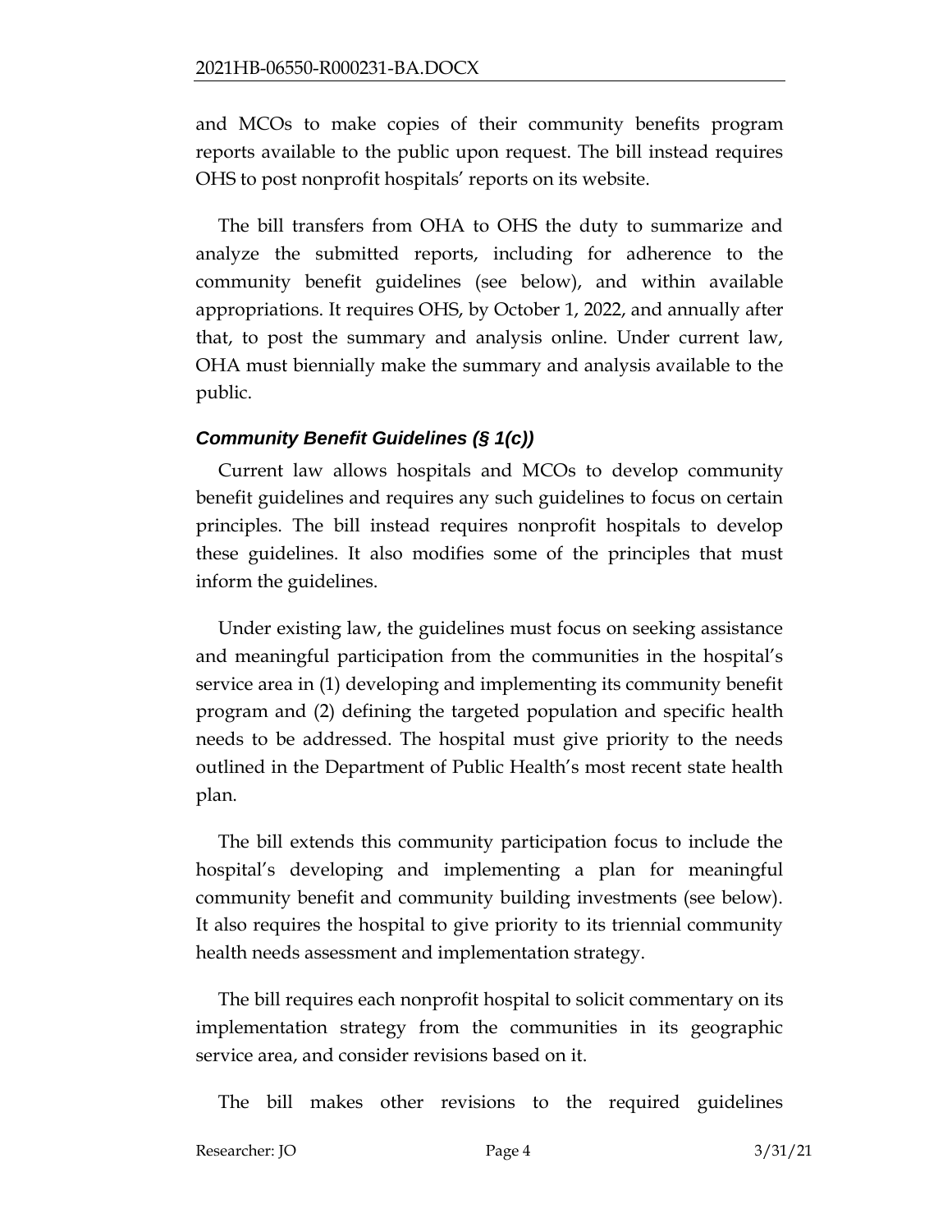and MCOs to make copies of their community benefits program reports available to the public upon request. The bill instead requires OHS to post nonprofit hospitals' reports on its website.

The bill transfers from OHA to OHS the duty to summarize and analyze the submitted reports, including for adherence to the community benefit guidelines (see below), and within available appropriations. It requires OHS, by October 1, 2022, and annually after that, to post the summary and analysis online. Under current law, OHA must biennially make the summary and analysis available to the public.

### *Community Benefit Guidelines (§ 1(c))*

Current law allows hospitals and MCOs to develop community benefit guidelines and requires any such guidelines to focus on certain principles. The bill instead requires nonprofit hospitals to develop these guidelines. It also modifies some of the principles that must inform the guidelines.

Under existing law, the guidelines must focus on seeking assistance and meaningful participation from the communities in the hospital's service area in (1) developing and implementing its community benefit program and (2) defining the targeted population and specific health needs to be addressed. The hospital must give priority to the needs outlined in the Department of Public Health's most recent state health plan.

The bill extends this community participation focus to include the hospital's developing and implementing a plan for meaningful community benefit and community building investments (see below). It also requires the hospital to give priority to its triennial community health needs assessment and implementation strategy.

The bill requires each nonprofit hospital to solicit commentary on its implementation strategy from the communities in its geographic service area, and consider revisions based on it.

The bill makes other revisions to the required guidelines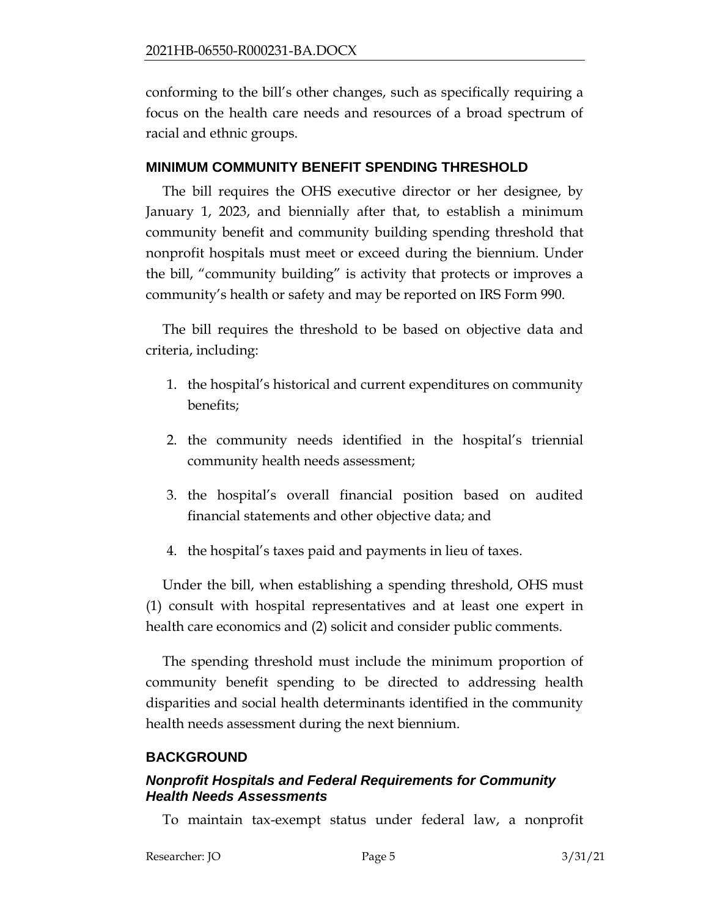conforming to the bill's other changes, such as specifically requiring a focus on the health care needs and resources of a broad spectrum of racial and ethnic groups.

## MINIMUM COMMUNITY BENEFIT SPENDING THRESHOLD

The bill requires the OHS executive director or her designee, by January 1, 2023, and biennially after that, to establish a minimum community benefit and community building spending threshold that nonprofit hospitals must meet or exceed during the biennium. Under the bill, "community building" is activity that protects or improves a community's health or safety and may be reported on IRS Form 990.

The bill requires the threshold to be based on objective data and criteria, including:

1. the hospital's historical and current expenditures on community benefits;
2. the community needs identified in the hospital's triennial community health needs assessment;
3. the hospital's overall financial position based on audited financial statements and other objective data; and
4. the hospital's taxes paid and payments in lieu of taxes.

Under the bill, when establishing a spending threshold, OHS must (1) consult with hospital representatives and at least one expert in health care economics and (2) solicit and consider public comments.

The spending threshold must include the minimum proportion of community benefit spending to be directed to addressing health disparities and social health determinants identified in the community health needs assessment during the next biennium.

## BACKGROUND

### *Nonprofit Hospitals and Federal Requirements for Community Health Needs Assessments*

To maintain tax-exempt status under federal law, a nonprofit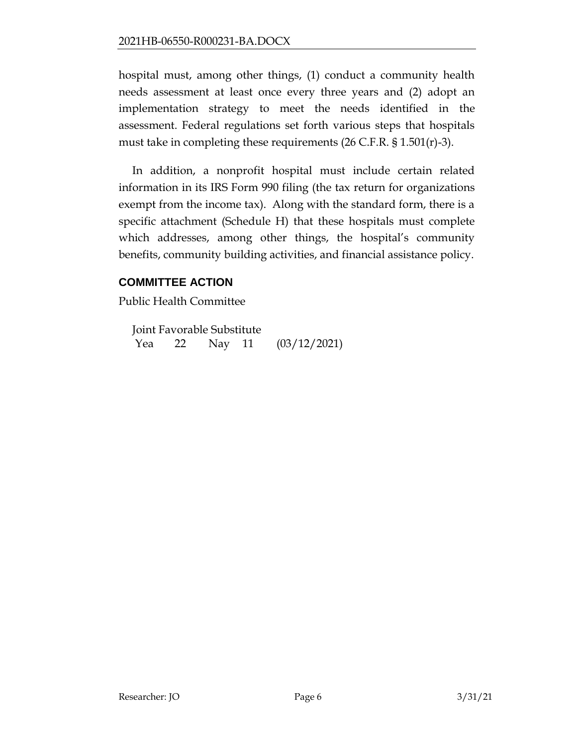hospital must, among other things, (1) conduct a community health needs assessment at least once every three years and (2) adopt an implementation strategy to meet the needs identified in the assessment. Federal regulations set forth various steps that hospitals must take in completing these requirements (26 C.F.R. § 1.501(r)-3).

In addition, a nonprofit hospital must include certain related information in its IRS Form 990 filing (the tax return for organizations exempt from the income tax). Along with the standard form, there is a specific attachment (Schedule H) that these hospitals must complete which addresses, among other things, the hospital's community benefits, community building activities, and financial assistance policy.

## COMMITTEE ACTION

Public Health Committee

Joint Favorable Substitute

| | | | | |
|---|---|---|---|---|
| Yea | 22 | Nay | 11 | (03/12/2021) |